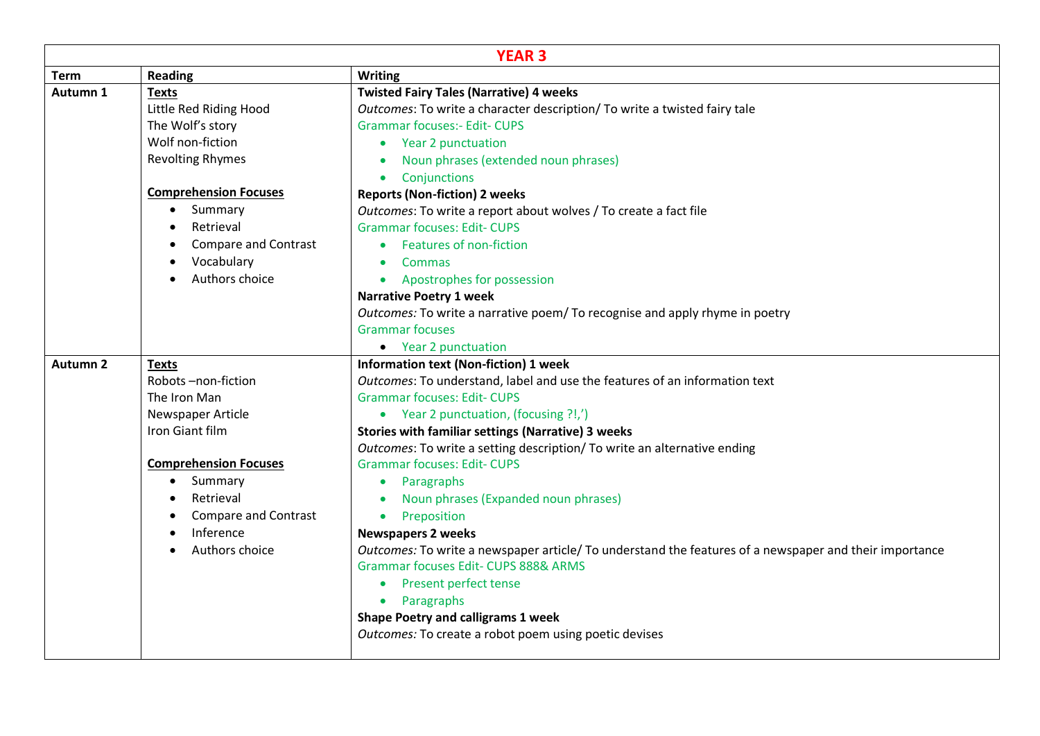# YEAR 3

| Term | Reading | Writing |
| --- | --- | --- |
| **Autumn 1** | **Texts**<br>Little Red Riding Hood<br>The Wolf's story<br>Wolf non-fiction<br>Revolting Rhymes<br><br>**Comprehension Focuses**<br>• Summary<br>• Retrieval<br>• Compare and Contrast<br>• Vocabulary<br>• Authors choice | **Twisted Fairy Tales (Narrative) 4 weeks**<br>*Outcomes*: To write a character description/ To write a twisted fairy tale<br>Grammar focuses:- Edit- CUPS<br>• Year 2 punctuation<br>• Noun phrases (extended noun phrases)<br>• Conjunctions<br>**Reports (Non-fiction) 2 weeks**<br>*Outcomes*: To write a report about wolves / To create a fact file<br>Grammar focuses: Edit- CUPS<br>• Features of non-fiction<br>• Commas<br>• Apostrophes for possession<br>**Narrative Poetry 1 week**<br>*Outcomes:* To write a narrative poem/ To recognise and apply rhyme in poetry<br>Grammar focuses<br>• Year 2 punctuation |
| **Autumn 2** | **Texts**<br>Robots –non-fiction<br>The Iron Man<br>Newspaper Article<br>Iron Giant film<br><br>**Comprehension Focuses**<br>• Summary<br>• Retrieval<br>• Compare and Contrast<br>• Inference<br>• Authors choice | **Information text (Non-fiction) 1 week**<br>*Outcomes*: To understand, label and use the features of an information text<br>Grammar focuses: Edit- CUPS<br>• Year 2 punctuation, (focusing ?!,')<br>**Stories with familiar settings (Narrative) 3 weeks**<br>*Outcomes*: To write a setting description/ To write an alternative ending<br>Grammar focuses: Edit- CUPS<br>• Paragraphs<br>• Noun phrases (Expanded noun phrases)<br>• Preposition<br>**Newspapers 2 weeks**<br>*Outcomes:* To write a newspaper article/ To understand the features of a newspaper and their importance<br>Grammar focuses Edit- CUPS 888& ARMS<br>• Present perfect tense<br>• Paragraphs<br>**Shape Poetry and calligrams 1 week**<br>*Outcomes:* To create a robot poem using poetic devises |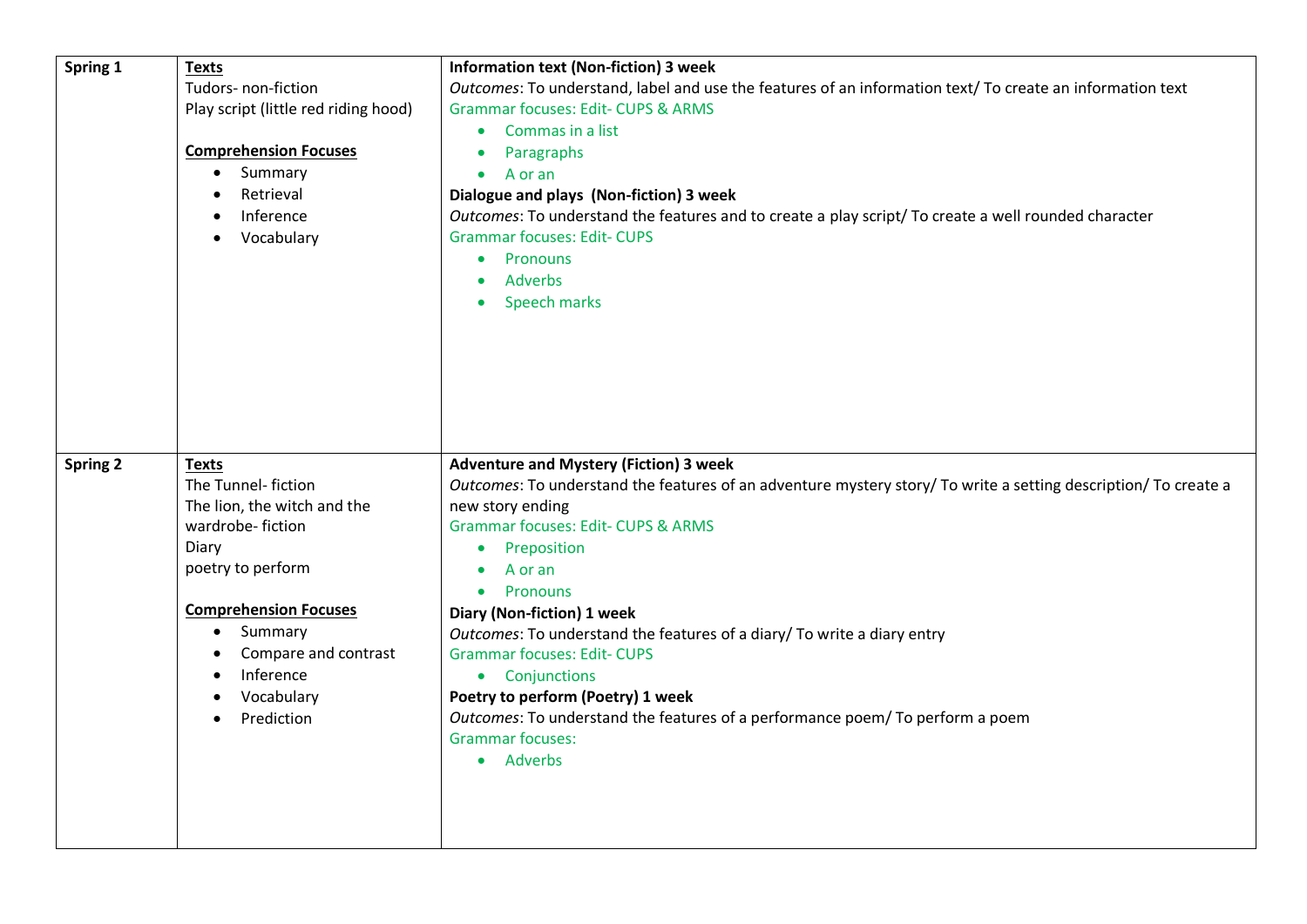| | | |
|---|---|---|
| **Spring 1** | **Texts**<br>Tudors- non-fiction<br>Play script (little red riding hood)<br><br>**Comprehension Focuses**<br>• Summary<br>• Retrieval<br>• Inference<br>• Vocabulary | **Information text (Non-fiction) 3 week**<br>*Outcomes*: To understand, label and use the features of an information text/ To create an information text<br>Grammar focuses: Edit- CUPS & ARMS<br>• Commas in a list<br>• Paragraphs<br>• A or an<br>**Dialogue and plays (Non-fiction) 3 week**<br>*Outcomes*: To understand the features and to create a play script/ To create a well rounded character<br>Grammar focuses: Edit- CUPS<br>• Pronouns<br>• Adverbs<br>• Speech marks |
| **Spring 2** | **Texts**<br>The Tunnel- fiction<br>The lion, the witch and the wardrobe- fiction<br>Diary<br>poetry to perform<br><br>**Comprehension Focuses**<br>• Summary<br>• Compare and contrast<br>• Inference<br>• Vocabulary<br>• Prediction | **Adventure and Mystery (Fiction) 3 week**<br>*Outcomes*: To understand the features of an adventure mystery story/ To write a setting description/ To create a new story ending<br>Grammar focuses: Edit- CUPS & ARMS<br>• Preposition<br>• A or an<br>• Pronouns<br>**Diary (Non-fiction) 1 week**<br>*Outcomes*: To understand the features of a diary/ To write a diary entry<br>Grammar focuses: Edit- CUPS<br>• Conjunctions<br>**Poetry to perform (Poetry) 1 week**<br>*Outcomes*: To understand the features of a performance poem/ To perform a poem<br>Grammar focuses:<br>• Adverbs |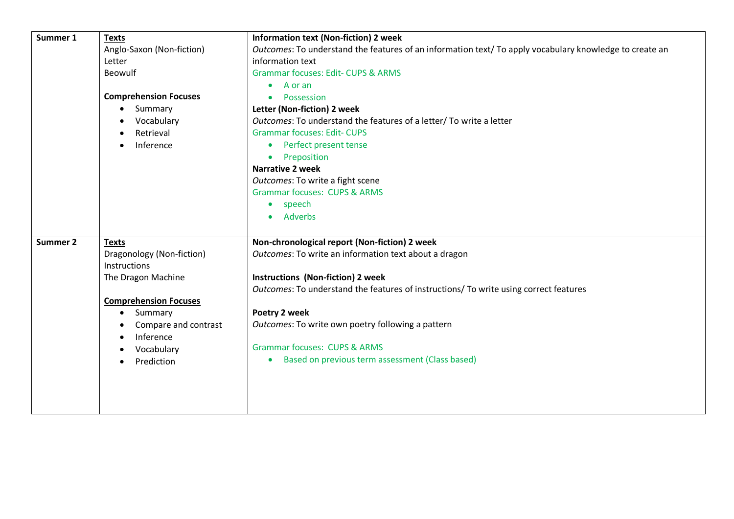| | | |
|---|---|---|
| **Summer 1** | **<u>Texts</u>**<br>Anglo-Saxon (Non-fiction)<br>Letter<br>Beowulf<br><br>**<u>Comprehension Focuses</u>**<br>• Summary<br>• Vocabulary<br>• Retrieval<br>• Inference | **Information text (Non-fiction) 2 week**<br>*Outcomes*: To understand the features of an information text/ To apply vocabulary knowledge to create an information text<br>Grammar focuses: Edit- CUPS & ARMS<br>• A or an<br>• Possession<br>**Letter (Non-fiction) 2 week**<br>*Outcomes*: To understand the features of a letter/ To write a letter<br>Grammar focuses: Edit- CUPS<br>• Perfect present tense<br>• Preposition<br>**Narrative 2 week**<br>*Outcomes*: To write a fight scene<br>Grammar focuses: CUPS & ARMS<br>• speech<br>• Adverbs |
| **Summer 2** | **<u>Texts</u>**<br>Dragonology (Non-fiction)<br>Instructions<br>The Dragon Machine<br><br>**<u>Comprehension Focuses</u>**<br>• Summary<br>• Compare and contrast<br>• Inference<br>• Vocabulary<br>• Prediction | **Non-chronological report (Non-fiction) 2 week**<br>*Outcomes*: To write an information text about a dragon<br><br>**Instructions (Non-fiction) 2 week**<br>*Outcomes*: To understand the features of instructions/ To write using correct features<br><br>**Poetry 2 week**<br>*Outcomes*: To write own poetry following a pattern<br><br>Grammar focuses: CUPS & ARMS<br>• Based on previous term assessment (Class based) |